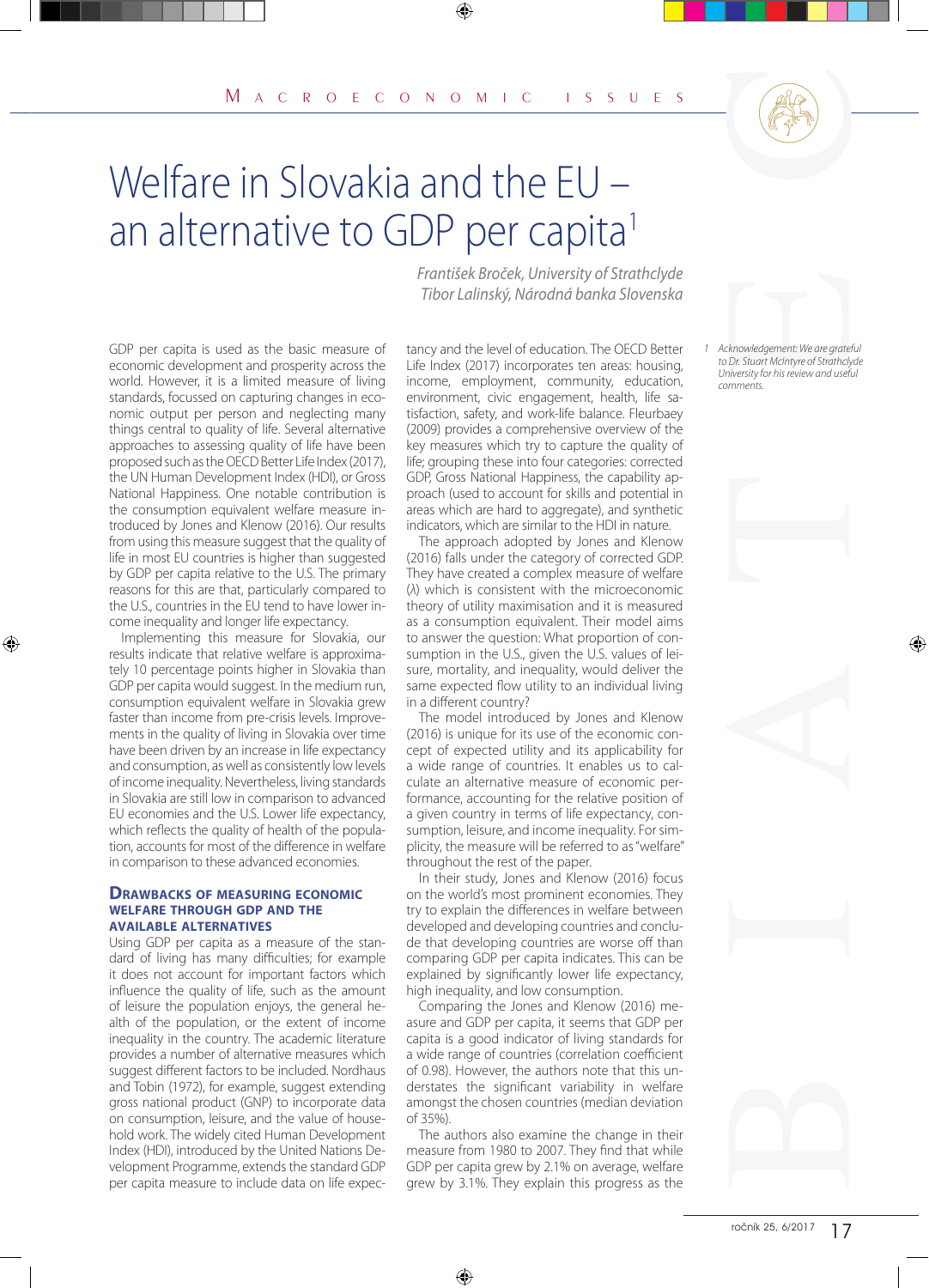# Welfare in Slovakia and the EU – an alternative to GDP per capita[1]

*František Broček, University of Strathclyde*
*Tibor Lalinský, Národná banka Slovenska*

GDP per capita is used as the basic measure of economic development and prosperity across the world. However, it is a limited measure of living standards, focussed on capturing changes in economic output per person and neglecting many things central to quality of life. Several alternative approaches to assessing quality of life have been proposed such as the OECD Better Life Index (2017), the UN Human Development Index (HDI), or Gross National Happiness. One notable contribution is the consumption equivalent welfare measure introduced by Jones and Klenow (2016). Our results from using this measure suggest that the quality of life in most EU countries is higher than suggested by GDP per capita relative to the U.S. The primary reasons for this are that, particularly compared to the U.S., countries in the EU tend to have lower income inequality and longer life expectancy.

Implementing this measure for Slovakia, our results indicate that relative welfare is approximately 10 percentage points higher in Slovakia than GDP per capita would suggest. In the medium run, consumption equivalent welfare in Slovakia grew faster than income from pre-crisis levels. Improvements in the quality of living in Slovakia over time have been driven by an increase in life expectancy and consumption, as well as consistently low levels of income inequality. Nevertheless, living standards in Slovakia are still low in comparison to advanced EU economies and the U.S. Lower life expectancy, which reflects the quality of health of the population, accounts for most of the difference in welfare in comparison to these advanced economies.

## Drawbacks of measuring economic welfare through GDP and the available alternatives

Using GDP per capita as a measure of the standard of living has many difficulties; for example it does not account for important factors which influence the quality of life, such as the amount of leisure the population enjoys, the general health of the population, or the extent of income inequality in the country. The academic literature provides a number of alternative measures which suggest different factors to be included. Nordhaus and Tobin (1972), for example, suggest extending gross national product (GNP) to incorporate data on consumption, leisure, and the value of household work. The widely cited Human Development Index (HDI), introduced by the United Nations Development Programme, extends the standard GDP per capita measure to include data on life expectancy and the level of education. The OECD Better Life Index (2017) incorporates ten areas: housing, income, employment, community, education, environment, civic engagement, health, life satisfaction, safety, and work-life balance. Fleurbaey (2009) provides a comprehensive overview of the key measures which try to capture the quality of life; grouping these into four categories: corrected GDP, Gross National Happiness, the capability approach (used to account for skills and potential in areas which are hard to aggregate), and synthetic indicators, which are similar to the HDI in nature.

The approach adopted by Jones and Klenow (2016) falls under the category of corrected GDP. They have created a complex measure of welfare ($\lambda$) which is consistent with the microeconomic theory of utility maximisation and it is measured as a consumption equivalent. Their model aims to answer the question: What proportion of consumption in the U.S., given the U.S. values of leisure, mortality, and inequality, would deliver the same expected flow utility to an individual living in a different country?

The model introduced by Jones and Klenow (2016) is unique for its use of the economic concept of expected utility and its applicability for a wide range of countries. It enables us to calculate an alternative measure of economic performance, accounting for the relative position of a given country in terms of life expectancy, consumption, leisure, and income inequality. For simplicity, the measure will be referred to as "welfare" throughout the rest of the paper.

In their study, Jones and Klenow (2016) focus on the world's most prominent economies. They try to explain the differences in welfare between developed and developing countries and conclude that developing countries are worse off than comparing GDP per capita indicates. This can be explained by significantly lower life expectancy, high inequality, and low consumption.

Comparing the Jones and Klenow (2016) measure and GDP per capita, it seems that GDP per capita is a good indicator of living standards for a wide range of countries (correlation coefficient of 0.98). However, the authors note that this understates the significant variability in welfare amongst the chosen countries (median deviation of 35%).

The authors also examine the change in their measure from 1980 to 2007. They find that while GDP per capita grew by 2.1% on average, welfare grew by 3.1%. They explain this progress as the

[1] *Acknowledgement: We are grateful to Dr. Stuart McIntyre of Strathclyde University for his review and useful comments.*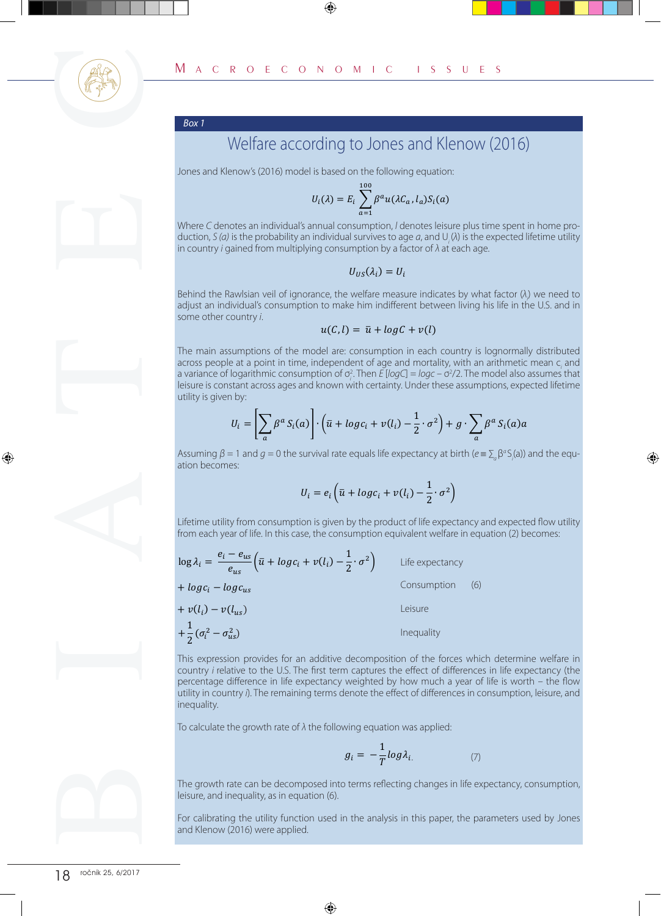Box 1

## Welfare according to Jones and Klenow (2016)

Jones and Klenow's (2016) model is based on the following equation:

$$U_i(\lambda) = E_i \sum_{a=1}^{100} \beta^a u(\lambda C_a, l_a) S_i(a)$$

Where *C* denotes an individual's annual consumption, *l* denotes leisure plus time spent in home production, *S (a)* is the probability an individual survives to age *a*, and $U_i(\lambda)$ is the expected lifetime utility in country *i* gained from multiplying consumption by a factor of *λ* at each age.

$$U_{US}(\lambda_i) = U_i$$

Behind the Rawlsian veil of ignorance, the welfare measure indicates by what factor ($\lambda_i$) we need to adjust an individual's consumption to make him indifferent between living his life in the U.S. and in some other country *i*.

$$u(C, l) = \bar{u} + logC + v(l)$$

The main assumptions of the model are: consumption in each country is lognormally distributed across people at a point in time, independent of age and mortality, with an arithmetic mean $c_i$ and a variance of logarithmic consumption of $\sigma_i^2$. Then $E[logC] = logc - \sigma^2/2$. The model also assumes that leisure is constant across ages and known with certainty. Under these assumptions, expected lifetime utility is given by:

$$U_i = \left[\sum_a \beta^a S_i(a)\right] \cdot \left(\bar{u} + logc_i + v(l_i) - \frac{1}{2} \cdot \sigma^2\right) + g \cdot \sum_a \beta^a S_i(a)a$$

Assuming $\beta = 1$ and $g = 0$ the survival rate equals life expectancy at birth ($e \equiv \sum_a \beta^a S_i(a)$) and the equation becomes:

$$U_i = e_i \left(\bar{u} + logc_i + v(l_i) - \frac{1}{2} \cdot \sigma^2\right)$$

Lifetime utility from consumption is given by the product of life expectancy and expected flow utility from each year of life. In this case, the consumption equivalent welfare in equation (2) becomes:

| | | |
|---|---|---|
| $\log \lambda_i = \dfrac{e_i - e_{us}}{e_{us}} \left(\bar{u} + logc_i + v(l_i) - \frac{1}{2} \cdot \sigma^2\right)$ | Life expectancy | |
| $+ logc_i - logc_{us}$ | Consumption | (6) |
| $+ v(l_i) - v(l_{us})$ | Leisure | |
| $+ \frac{1}{2}(\sigma_i^2 - \sigma_{us}^2)$ | Inequality | |

This expression provides for an additive decomposition of the forces which determine welfare in country *i* relative to the U.S. The first term captures the effect of differences in life expectancy (the percentage difference in life expectancy weighted by how much a year of life is worth – the flow utility in country *i*). The remaining terms denote the effect of differences in consumption, leisure, and inequality.

To calculate the growth rate of *λ* the following equation was applied:

$$g_i = -\frac{1}{T} log\lambda_i. \qquad (7)$$

The growth rate can be decomposed into terms reflecting changes in life expectancy, consumption, leisure, and inequality, as in equation (6).

For calibrating the utility function used in the analysis in this paper, the parameters used by Jones and Klenow (2016) were applied.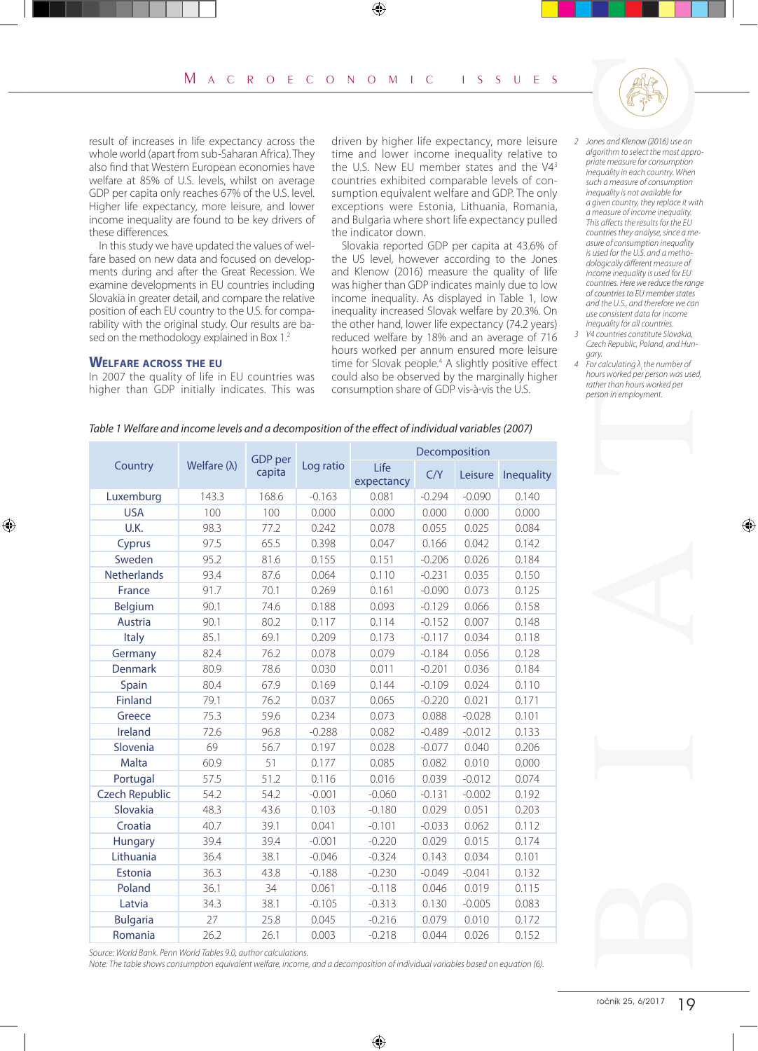result of increases in life expectancy across the whole world (apart from sub-Saharan Africa). They also find that Western European economies have welfare at 85% of U.S. levels, whilst on average GDP per capita only reaches 67% of the U.S. level. Higher life expectancy, more leisure, and lower income inequality are found to be key drivers of these differences.

In this study we have updated the values of welfare based on new data and focused on developments during and after the Great Recession. We examine developments in EU countries including Slovakia in greater detail, and compare the relative position of each EU country to the U.S. for comparability with the original study. Our results are based on the methodology explained in Box 1.[2]

## Welfare across the EU

In 2007 the quality of life in EU countries was higher than GDP initially indicates. This was driven by higher life expectancy, more leisure time and lower income inequality relative to the U.S. New EU member states and the V4[3] countries exhibited comparable levels of consumption equivalent welfare and GDP. The only exceptions were Estonia, Lithuania, Romania, and Bulgaria where short life expectancy pulled the indicator down.

Slovakia reported GDP per capita at 43.6% of the US level, however according to the Jones and Klenow (2016) measure the quality of life was higher than GDP indicates mainly due to low income inequality. As displayed in Table 1, low inequality increased Slovak welfare by 20.3%. On the other hand, lower life expectancy (74.2 years) reduced welfare by 18% and an average of 716 hours worked per annum ensured more leisure time for Slovak people.[4] A slightly positive effect could also be observed by the marginally higher consumption share of GDP vis-à-vis the U.S.

2 Jones and Klenow (2016) use an algorithm to select the most appropriate measure for consumption inequality in each country. When such a measure of consumption inequality is not available for a given country, they replace it with a measure of income inequality. This affects the results for the EU countries they analyse, since a measure of consumption inequality is used for the U.S. and a methodologically different measure of income inequality is used for EU countries. Here we reduce the range of countries to EU member states and the U.S., and therefore we can use consistent data for income inequality for all countries.

3 V4 countries constitute Slovakia, Czech Republic, Poland, and Hungary.

4 For calculating $\lambda_i$ the number of hours worked per person was used, rather than hours worked per person in employment.

*Table 1 Welfare and income levels and a decomposition of the effect of individual variables (2007)*

| Country | Welfare (λ) | GDP per capita | Log ratio | Decomposition | | | |
|---|---|---|---|---|---|---|---|
| | | | | Life expectancy | C/Y | Leisure | Inequality |
| Luxemburg | 143.3 | 168.6 | -0.163 | 0.081 | -0.294 | -0.090 | 0.140 |
| USA | 100 | 100 | 0.000 | 0.000 | 0.000 | 0.000 | 0.000 |
| U.K. | 98.3 | 77.2 | 0.242 | 0.078 | 0.055 | 0.025 | 0.084 |
| Cyprus | 97.5 | 65.5 | 0.398 | 0.047 | 0.166 | 0.042 | 0.142 |
| Sweden | 95.2 | 81.6 | 0.155 | 0.151 | -0.206 | 0.026 | 0.184 |
| Netherlands | 93.4 | 87.6 | 0.064 | 0.110 | -0.231 | 0.035 | 0.150 |
| France | 91.7 | 70.1 | 0.269 | 0.161 | -0.090 | 0.073 | 0.125 |
| Belgium | 90.1 | 74.6 | 0.188 | 0.093 | -0.129 | 0.066 | 0.158 |
| Austria | 90.1 | 80.2 | 0.117 | 0.114 | -0.152 | 0.007 | 0.148 |
| Italy | 85.1 | 69.1 | 0.209 | 0.173 | -0.117 | 0.034 | 0.118 |
| Germany | 82.4 | 76.2 | 0.078 | 0.079 | -0.184 | 0.056 | 0.128 |
| Denmark | 80.9 | 78.6 | 0.030 | 0.011 | -0.201 | 0.036 | 0.184 |
| Spain | 80.4 | 67.9 | 0.169 | 0.144 | -0.109 | 0.024 | 0.110 |
| Finland | 79.1 | 76.2 | 0.037 | 0.065 | -0.220 | 0.021 | 0.171 |
| Greece | 75.3 | 59.6 | 0.234 | 0.073 | 0.088 | -0.028 | 0.101 |
| Ireland | 72.6 | 96.8 | -0.288 | 0.082 | -0.489 | -0.012 | 0.133 |
| Slovenia | 69 | 56.7 | 0.197 | 0.028 | -0.077 | 0.040 | 0.206 |
| Malta | 60.9 | 51 | 0.177 | 0.085 | 0.082 | 0.010 | 0.000 |
| Portugal | 57.5 | 51.2 | 0.116 | 0.016 | 0.039 | -0.012 | 0.074 |
| Czech Republic | 54.2 | 54.2 | -0.001 | -0.060 | -0.131 | -0.002 | 0.192 |
| Slovakia | 48.3 | 43.6 | 0.103 | -0.180 | 0.029 | 0.051 | 0.203 |
| Croatia | 40.7 | 39.1 | 0.041 | -0.101 | -0.033 | 0.062 | 0.112 |
| Hungary | 39.4 | 39.4 | -0.001 | -0.220 | 0.029 | 0.015 | 0.174 |
| Lithuania | 36.4 | 38.1 | -0.046 | -0.324 | 0.143 | 0.034 | 0.101 |
| Estonia | 36.3 | 43.8 | -0.188 | -0.230 | -0.049 | -0.041 | 0.132 |
| Poland | 36.1 | 34 | 0.061 | -0.118 | 0.046 | 0.019 | 0.115 |
| Latvia | 34.3 | 38.1 | -0.105 | -0.313 | 0.130 | -0.005 | 0.083 |
| Bulgaria | 27 | 25.8 | 0.045 | -0.216 | 0.079 | 0.010 | 0.172 |
| Romania | 26.2 | 26.1 | 0.003 | -0.218 | 0.044 | 0.026 | 0.152 |

*Source: World Bank. Penn World Tables 9.0, author calculations.*
*Note: The table shows consumption equivalent welfare, income, and a decomposition of individual variables based on equation (6).*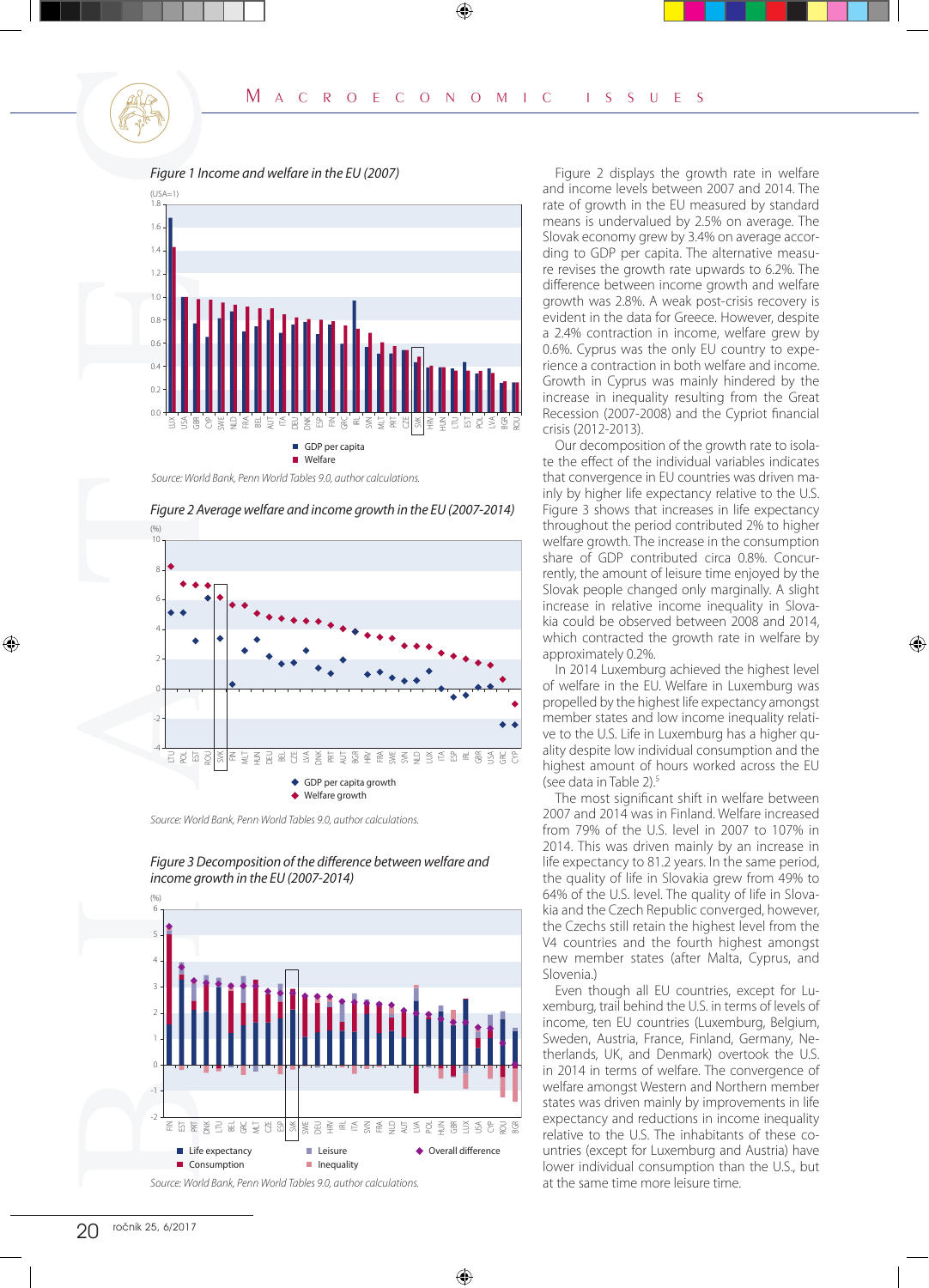*Figure 1 Income and welfare in the EU (2007)*

(USA=1)

1.8
1.6
1.4
1.2
1.0
0.8
0.6
0.4
0.2
0.0

LUX USA GBR CYP SWE NLD FRA BEL AUT ITA DEU DNK ESP FIN GRC IRL SVN MLT PRT CZE SVK HRV HUN LTU EST POL LVA BGR ROU

GDP per capita
Welfare

*Source: World Bank, Penn World Tables 9.0, author calculations.*

*Figure 2 Average welfare and income growth in the EU (2007-2014)*

(%)

10
8
6
4
2
0
-2
-4

LTU POL EST ROU SVK FIN MLT HUN DEU BEL CZE LVA DNK PRT AUT BGR HRV FRA SWE SVN NLD LUX ITA ESP IRL GBR USA GRC CYP

GDP per capita growth
Welfare growth

*Source: World Bank, Penn World Tables 9.0, author calculations.*

*Figure 3 Decomposition of the difference between welfare and income growth in the EU (2007-2014)*

(%)

6
5
4
3
2
1
0
-1
-2

FIN EST PRT DNK LTU BEL GRC MLT CZE ESP SVK SWE DEU HRV IRL ITA SVN FRA NLD AUT LVA POL HUN GBR LUX USA CYP ROU BGR

Life expectancy
Consumption
Leisure
Inequality
Overall difference

*Source: World Bank, Penn World Tables 9.0, author calculations.*

Figure 2 displays the growth rate in welfare and income levels between 2007 and 2014. The rate of growth in the EU measured by standard means is undervalued by 2.5% on average. The Slovak economy grew by 3.4% on average according to GDP per capita. The alternative measure revises the growth rate upwards to 6.2%. The difference between income growth and welfare growth was 2.8%. A weak post-crisis recovery is evident in the data for Greece. However, despite a 2.4% contraction in income, welfare grew by 0.6%. Cyprus was the only EU country to experience a contraction in both welfare and income. Growth in Cyprus was mainly hindered by the increase in inequality resulting from the Great Recession (2007-2008) and the Cypriot financial crisis (2012-2013).

Our decomposition of the growth rate to isolate the effect of the individual variables indicates that convergence in EU countries was driven mainly by higher life expectancy relative to the U.S. Figure 3 shows that increases in life expectancy throughout the period contributed 2% to higher welfare growth. The increase in the consumption share of GDP contributed circa 0.8%. Concurrently, the amount of leisure time enjoyed by the Slovak people changed only marginally. A slight increase in relative income inequality in Slovakia could be observed between 2008 and 2014, which contracted the growth rate in welfare by approximately 0.2%.

In 2014 Luxemburg achieved the highest level of welfare in the EU. Welfare in Luxemburg was propelled by the highest life expectancy amongst member states and low income inequality relative to the U.S. Life in Luxemburg has a higher quality despite low individual consumption and the highest amount of hours worked across the EU (see data in Table 2).[5]

The most significant shift in welfare between 2007 and 2014 was in Finland. Welfare increased from 79% of the U.S. level in 2007 to 107% in 2014. This was driven mainly by an increase in life expectancy to 81.2 years. In the same period, the quality of life in Slovakia grew from 49% to 64% of the U.S. level. The quality of life in Slovakia and the Czech Republic converged, however, the Czechs still retain the highest level from the V4 countries and the fourth highest amongst new member states (after Malta, Cyprus, and Slovenia.)

Even though all EU countries, except for Luxemburg, trail behind the U.S. in terms of levels of income, ten EU countries (Luxemburg, Belgium, Sweden, Austria, France, Finland, Germany, Netherlands, UK, and Denmark) overtook the U.S. in 2014 in terms of welfare. The convergence of welfare amongst Western and Northern member states was driven mainly by improvements in life expectancy and reductions in income inequality relative to the U.S. The inhabitants of these countries (except for Luxemburg and Austria) have lower individual consumption than the U.S., but at the same time more leisure time.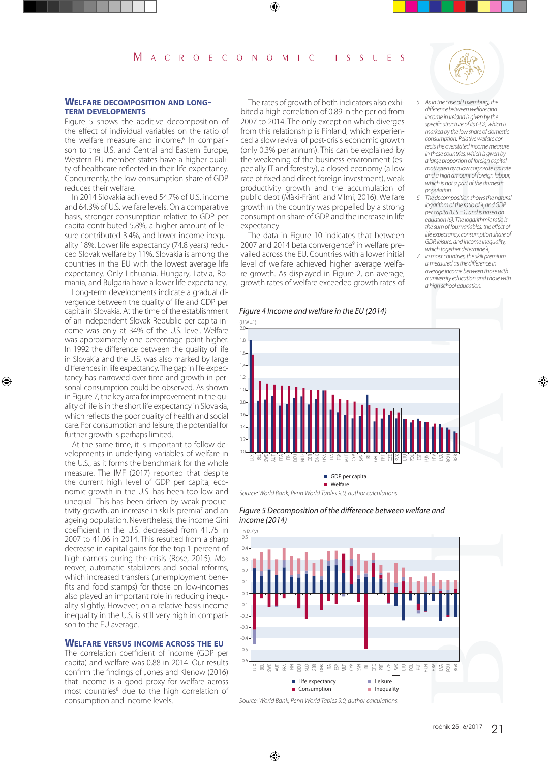## Welfare decomposition and long-term developments

Figure 5 shows the additive decomposition of the effect of individual variables on the ratio of the welfare measure and income.[6] In comparison to the U.S. and Central and Eastern Europe, Western EU member states have a higher quality of healthcare reflected in their life expectancy. Concurrently, the low consumption share of GDP reduces their welfare.

In 2014 Slovakia achieved 54.7% of U.S. income and 64.3% of U.S. welfare levels. On a comparative basis, stronger consumption relative to GDP per capita contributed 5.8%, a higher amount of leisure contributed 3.4%, and lower income inequality 18%. Lower life expectancy (74.8 years) reduced Slovak welfare by 11%. Slovakia is among the countries in the EU with the lowest average life expectancy. Only Lithuania, Hungary, Latvia, Romania, and Bulgaria have a lower life expectancy.

Long-term developments indicate a gradual divergence between the quality of life and GDP per capita in Slovakia. At the time of the establishment of an independent Slovak Republic per capita income was only at 34% of the U.S. level. Welfare was approximately one percentage point higher. In 1992 the difference between the quality of life in Slovakia and the U.S. was also marked by large differences in life expectancy. The gap in life expectancy has narrowed over time and growth in personal consumption could be observed. As shown in Figure 7, the key area for improvement in the quality of life is in the short life expectancy in Slovakia, which reflects the poor quality of health and social care. For consumption and leisure, the potential for further growth is perhaps limited.

At the same time, it is important to follow developments in underlying variables of welfare in the U.S., as it forms the benchmark for the whole measure. The IMF (2017) reported that despite the current high level of GDP per capita, economic growth in the U.S. has been too low and unequal. This has been driven by weak productivity growth, an increase in skills premia[7] and an ageing population. Nevertheless, the income Gini coefficient in the U.S. decreased from 41.75 in 2007 to 41.06 in 2014. This resulted from a sharp decrease in capital gains for the top 1 percent of high earners during the crisis (Rose, 2015). Moreover, automatic stabilizers and social reforms, which increased transfers (unemployment benefits and food stamps) for those on low-incomes also played an important role in reducing inequality slightly. However, on a relative basis income inequality in the U.S. is still very high in comparison to the EU average.

## Welfare versus income across the EU

The correlation coefficient of income (GDP per capita) and welfare was 0.88 in 2014. Our results confirm the findings of Jones and Klenow (2016) that income is a good proxy for welfare across most countries[8] due to the high correlation of consumption and income levels.

The rates of growth of both indicators also exhibited a high correlation of 0.89 in the period from 2007 to 2014. The only exception which diverges from this relationship is Finland, which experienced a slow revival of post-crisis economic growth (only 0.3% per annum). This can be explained by the weakening of the business environment (especially IT and forestry), a closed economy (a low rate of fixed and direct foreign investment), weak productivity growth and the accumulation of public debt (Mäki-Fränti and Vilmi, 2016). Welfare growth in the country was propelled by a strong consumption share of GDP and the increase in life expectancy.

The data in Figure 10 indicates that between 2007 and 2014 beta convergence[9] in welfare prevailed across the EU. Countries with a lower initial level of welfare achieved higher average welfare growth. As displayed in Figure 2, on average, growth rates of welfare exceeded growth rates of

*Figure 4 Income and welfare in the EU (2014)*

(USA=1)

2.0
1.8
1.6
1.4
1.2
1.0
0.8
0.6
0.4
0.2
0.0

LUX BEL SWE AUT FRA FIN DEU NLD GBR DNK USA ITA ESP MLT CYP SVN IRL GRC PRT CZE SVK LTU POL EST HUN HRV LVA ROU BGR

GDP per capita
Welfare

Source: World Bank, Penn World Tables 9.0, author calculations.

*Figure 5 Decomposition of the difference between welfare and income (2014)*

ln (λ / y)

0.5
0.4
0.3
0.2
0.1
0.0
-0.1
-0.2
-0.3
-0.4
-0.5
-0.6

LUX BEL SWE AUT FRA FIN DEU NLD GBR DNK ITA ESP MLT CYP SVN IRL GRC PRT CZE SVK LTU POL EST HUN HRV LVA ROU BGR

Life expectancy
Consumption
Leisure
Inequality

Source: World Bank, Penn World Tables 9.0, author calculations.

---

5 As in the case of Luxemburg, the difference between welfare and income in Ireland is given by the specific structure of its GDP, which is marked by the low share of domestic consumption. Relative welfare corrects the overstated income measure in these countries, which is given by a large proportion of foreign capital motivated by a low corporate tax rate and a high amount of foreign labour, which is not a part of the domestic population.

6 The decomposition shows the natural logarithm of the ratio of λ and GDP per capita (U.S.=1) and is based on equation (6). The logarithmic ratio is the sum of four variables: the effect of life expectancy, consumption share of GDP, leisure, and income inequality, which together determine λ.

7 In most countries, the skill premium is measured as the difference in average income between those with a university education and those with a high school education.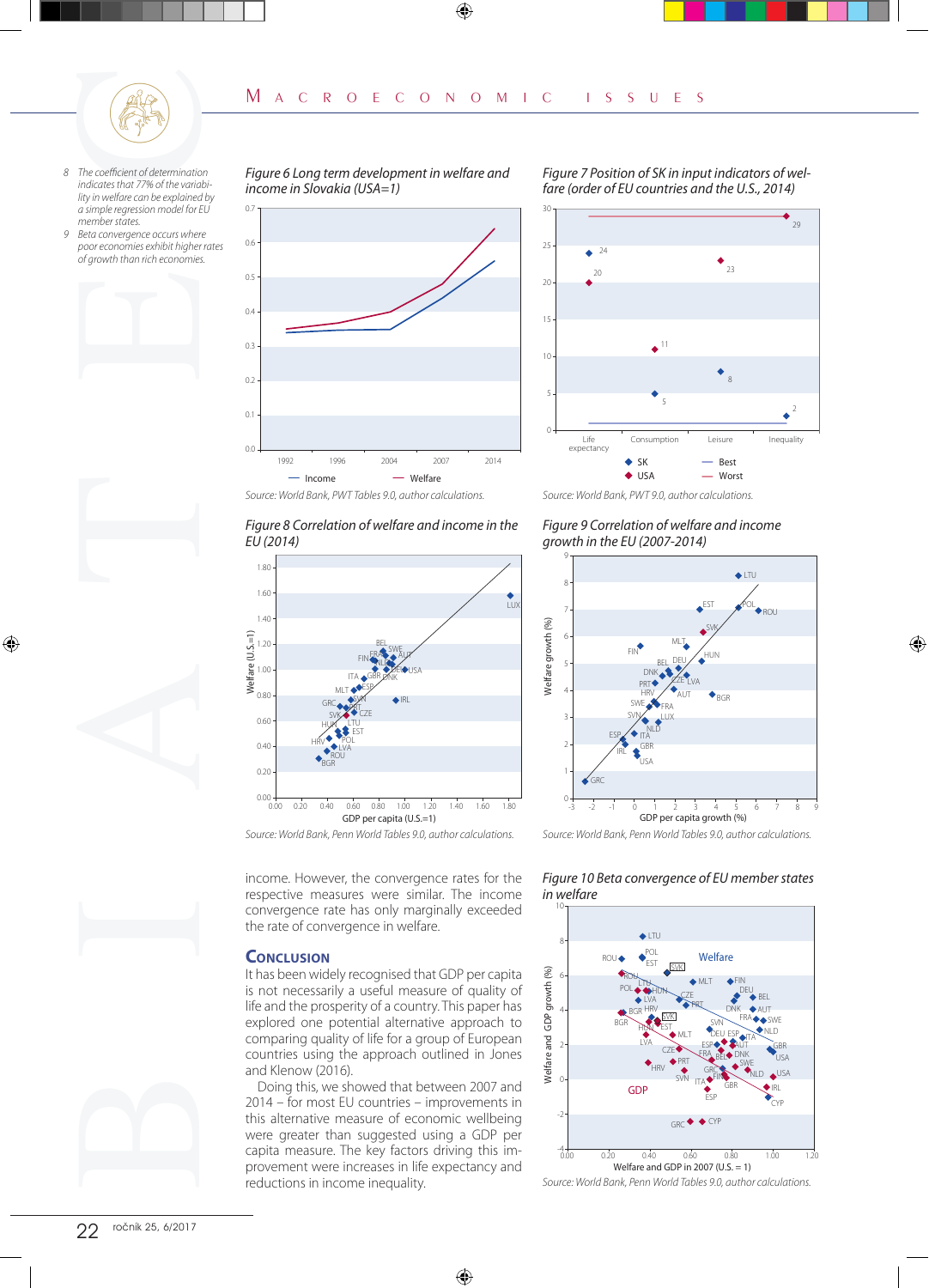8 The coefficient of determination indicates that 77% of the variability in welfare can be explained by a simple regression model for EU member states.

9 Beta convergence occurs where poor economies exhibit higher rates of growth than rich economies.

*Figure 6 Long term development in welfare and income in Slovakia (USA=1)*

0.7
0.6
0.5
0.4
0.3
0.2
0.1
0.0
1992 1996 2004 2007 2014
Income
Welfare

*Source: World Bank, PWT Tables 9.0, author calculations.*

*Figure 7 Position of SK in input indicators of welfare (order of EU countries and the U.S., 2014)*

30
25
20
15
10
5
0
24
20
23
29
11
8
5
2
Life expectancy
Consumption
Leisure
Inequality
SK
USA
Best
Worst

*Source: World Bank, PWT 9.0, author calculations.*

*Figure 8 Correlation of welfare and income in the EU (2014)*

Welfare (U.S.=1)
1.80
1.60
1.40
1.20
1.00
0.80
0.60
0.40
0.20
0.00
0.00 0.20 0.40 0.60 0.80 1.00 1.20 1.40 1.60 1.80
GDP per capita (U.S.=1)
LUX, BEL, FRA, SWE, AUT, FIN, NLD, DEU, USA, ITA, GBR, DNK, ESP, MLT, SVN, IRL, GRC, PRT, SVK, CZE, HUN, LTU, EST, POL, HRV, LVA, ROU, BGR

*Source: World Bank, Penn World Tables 9.0, author calculations.*

*Figure 9 Correlation of welfare and income growth in the EU (2007-2014)*

Welfare growth (%)
9
8
7
6
5
4
3
2
1
0
-3 -2 -1 0 1 2 3 4 5 6 7 8 9
GDP per capita growth (%)
LTU, EST, POL, ROU, SVK, MLT, FIN, HUN, BEL, DEU, DNK, PRT, CZE, LVA, AUT, BGR, HRV, SWE, FRA, SVN, LUX, NLD, ESP, ITA, GBR, IRL, USA, GRC

*Source: World Bank, Penn World Tables 9.0, author calculations.*

income. However, the convergence rates for the respective measures were similar. The income convergence rate has only marginally exceeded the rate of convergence in welfare.

## Conclusion

It has been widely recognised that GDP per capita is not necessarily a useful measure of quality of life and the prosperity of a country. This paper has explored one potential alternative approach to comparing quality of life for a group of European countries using the approach outlined in Jones and Klenow (2016).

Doing this, we showed that between 2007 and 2014 – for most EU countries – improvements in this alternative measure of economic wellbeing were greater than suggested using a GDP per capita measure. The key factors driving this improvement were increases in life expectancy and reductions in income inequality.

*Figure 10 Beta convergence of EU member states in welfare*

Welfare and GDP growth (%)
10
8
6
4
2
0
-2
-4
0.00 0.20 0.40 0.60 0.80 1.00 1.20
Welfare and GDP in 2007 (U.S. = 1)
Welfare
GDP
LTU, ROU, POL, EST, SVK, MLT, FIN, LVA, HUN, CZE, PRT, DEU, BEL, DNK, AUT, BGR, HRV, FRA, SWE, SVN, ITA, NLD, ESP, GBR, USA, IRL, CYP, GRC

*Source: World Bank, Penn World Tables 9.0, author calculations.*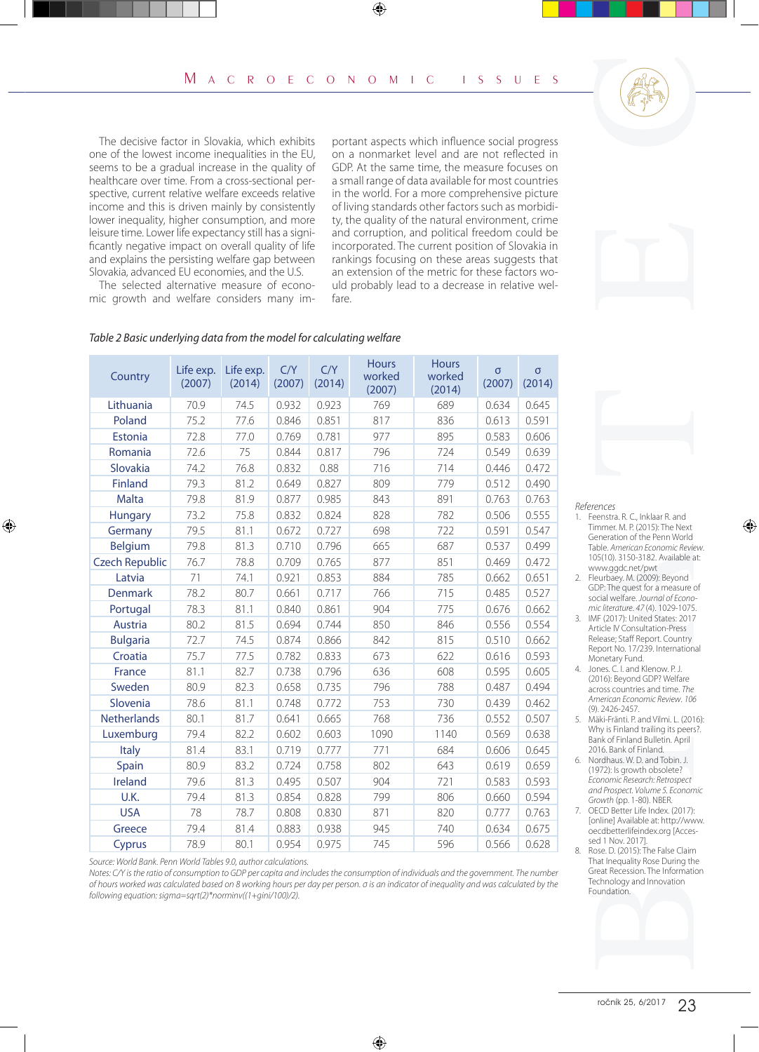The decisive factor in Slovakia, which exhibits one of the lowest income inequalities in the EU, seems to be a gradual increase in the quality of healthcare over time. From a cross-sectional perspective, current relative welfare exceeds relative income and this is driven mainly by consistently lower inequality, higher consumption, and more leisure time. Lower life expectancy still has a significantly negative impact on overall quality of life and explains the persisting welfare gap between Slovakia, advanced EU economies, and the U.S.

The selected alternative measure of economic growth and welfare considers many important aspects which influence social progress on a nonmarket level and are not reflected in GDP. At the same time, the measure focuses on a small range of data available for most countries in the world. For a more comprehensive picture of living standards other factors such as morbidity, the quality of the natural environment, crime and corruption, and political freedom could be incorporated. The current position of Slovakia in rankings focusing on these areas suggests that an extension of the metric for these factors would probably lead to a decrease in relative welfare.

*Table 2 Basic underlying data from the model for calculating welfare*

| Country | Life exp. (2007) | Life exp. (2014) | C/Y (2007) | C/Y (2014) | Hours worked (2007) | Hours worked (2014) | σ (2007) | σ (2014) |
|---|---|---|---|---|---|---|---|---|
| Lithuania | 70.9 | 74.5 | 0.932 | 0.923 | 769 | 689 | 0.634 | 0.645 |
| Poland | 75.2 | 77.6 | 0.846 | 0.851 | 817 | 836 | 0.613 | 0.591 |
| Estonia | 72.8 | 77.0 | 0.769 | 0.781 | 977 | 895 | 0.583 | 0.606 |
| Romania | 72.6 | 75 | 0.844 | 0.817 | 796 | 724 | 0.549 | 0.639 |
| Slovakia | 74.2 | 76.8 | 0.832 | 0.88 | 716 | 714 | 0.446 | 0.472 |
| Finland | 79.3 | 81.2 | 0.649 | 0.827 | 809 | 779 | 0.512 | 0.490 |
| Malta | 79.8 | 81.9 | 0.877 | 0.985 | 843 | 891 | 0.763 | 0.763 |
| Hungary | 73.2 | 75.8 | 0.832 | 0.824 | 828 | 782 | 0.506 | 0.555 |
| Germany | 79.5 | 81.1 | 0.672 | 0.727 | 698 | 722 | 0.591 | 0.547 |
| Belgium | 79.8 | 81.3 | 0.710 | 0.796 | 665 | 687 | 0.537 | 0.499 |
| Czech Republic | 76.7 | 78.8 | 0.709 | 0.765 | 877 | 851 | 0.469 | 0.472 |
| Latvia | 71 | 74.1 | 0.921 | 0.853 | 884 | 785 | 0.662 | 0.651 |
| Denmark | 78.2 | 80.7 | 0.661 | 0.717 | 766 | 715 | 0.485 | 0.527 |
| Portugal | 78.3 | 81.1 | 0.840 | 0.861 | 904 | 775 | 0.676 | 0.662 |
| Austria | 80.2 | 81.5 | 0.694 | 0.744 | 850 | 846 | 0.556 | 0.554 |
| Bulgaria | 72.7 | 74.5 | 0.874 | 0.866 | 842 | 815 | 0.510 | 0.662 |
| Croatia | 75.7 | 77.5 | 0.782 | 0.833 | 673 | 622 | 0.616 | 0.593 |
| France | 81.1 | 82.7 | 0.738 | 0.796 | 636 | 608 | 0.595 | 0.605 |
| Sweden | 80.9 | 82.3 | 0.658 | 0.735 | 796 | 788 | 0.487 | 0.494 |
| Slovenia | 78.6 | 81.1 | 0.748 | 0.772 | 753 | 730 | 0.439 | 0.462 |
| Netherlands | 80.1 | 81.7 | 0.641 | 0.665 | 768 | 736 | 0.552 | 0.507 |
| Luxemburg | 79.4 | 82.2 | 0.602 | 0.603 | 1090 | 1140 | 0.569 | 0.638 |
| Italy | 81.4 | 83.1 | 0.719 | 0.777 | 771 | 684 | 0.606 | 0.645 |
| Spain | 80.9 | 83.2 | 0.724 | 0.758 | 802 | 643 | 0.619 | 0.659 |
| Ireland | 79.6 | 81.3 | 0.495 | 0.507 | 904 | 721 | 0.583 | 0.593 |
| U.K. | 79.4 | 81.3 | 0.854 | 0.828 | 799 | 806 | 0.660 | 0.594 |
| USA | 78 | 78.7 | 0.808 | 0.830 | 871 | 820 | 0.777 | 0.763 |
| Greece | 79.4 | 81.4 | 0.883 | 0.938 | 945 | 740 | 0.634 | 0.675 |
| Cyprus | 78.9 | 80.1 | 0.954 | 0.975 | 745 | 596 | 0.566 | 0.628 |

*Source: World Bank. Penn World Tables 9.0, author calculations.*

*Notes: C/Y is the ratio of consumption to GDP per capita and includes the consumption of individuals and the government. The number of hours worked was calculated based on 8 working hours per day per person. σ is an indicator of inequality and was calculated by the following equation: sigma=sqrt(2)*norminv((1+gini/100)/2).*

*References*

1. Feenstra. R. C., Inklaar R. and Timmer. M. P. (2015): The Next Generation of the Penn World Table. *American Economic Review.* 105(10). 3150-3182. Available at: www.ggdc.net/pwt
2. Fleurbaey. M. (2009): Beyond GDP: The quest for a measure of social welfare. *Journal of Economic literature. 47* (4). 1029-1075.
3. IMF (2017): United States: 2017 Article IV Consultation-Press Release; Staff Report. Country Report No. 17/239. International Monetary Fund.
4. Jones. C. I. and Klenow. P. J. (2016): Beyond GDP? Welfare across countries and time. *The American Economic Review. 106* (9). 2426-2457.
5. Mäki-Fränti. P. and Vilmi. L. (2016): Why is Finland trailing its peers?. Bank of Finland Bulletin. April 2016. Bank of Finland.
6. Nordhaus. W. D. and Tobin. J. (1972): Is growth obsolete? *Economic Research: Retrospect and Prospect. Volume 5. Economic Growth* (pp. 1-80). NBER.
7. OECD Better Life Index. (2017): [online] Available at: http://www.oecdbetterlifeindex.org [Accessed 1 Nov. 2017].
8. Rose. D. (2015): The False Claim That Inequality Rose During the Great Recession. The Information Technology and Innovation Foundation.